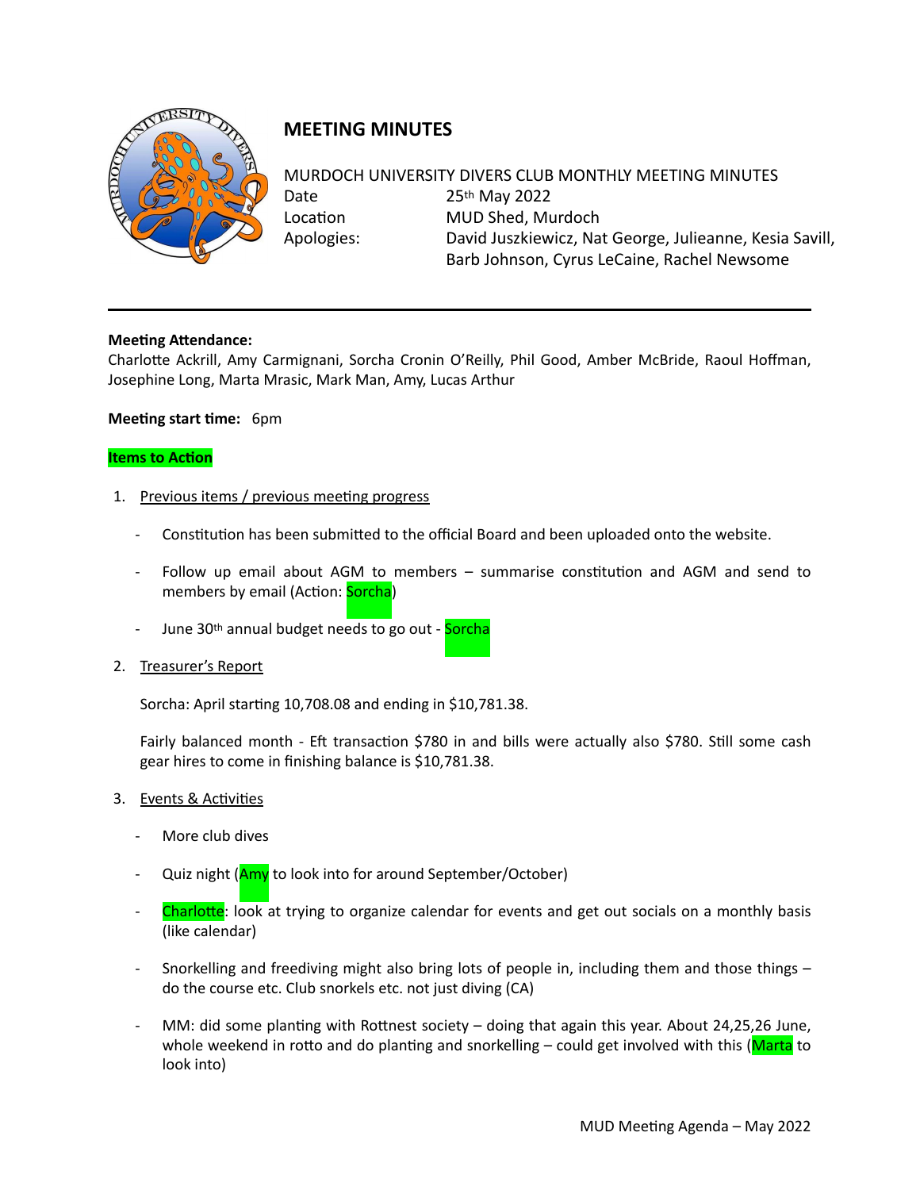# MEETING MINUTES

MURDOCH UNIVERSITY DIVERS CLUB MONTHLY MEETING MINUTES

| | |
|---|---|
| Date | 25th May 2022 |
| Location | MUD Shed, Murdoch |
| Apologies: | David Juszkiewicz, Nat George, Julieanne, Kesia Savill, Barb Johnson, Cyrus LeCaine, Rachel Newsome |

---

**Meeting Attendance:**
Charlotte Ackrill, Amy Carmignani, Sorcha Cronin O'Reilly, Phil Good, Amber McBride, Raoul Hoffman, Josephine Long, Marta Mrasic, Mark Man, Amy, Lucas Arthur

**Meeting start time:** 6pm

**Items to Action**

1. Previous items / previous meeting progress

   - Constitution has been submitted to the official Board and been uploaded onto the website.
   - Follow up email about AGM to members – summarise constitution and AGM and send to members by email (Action: Sorcha)
   - June 30th annual budget needs to go out - Sorcha

2. Treasurer's Report

   Sorcha: April starting 10,708.08 and ending in $10,781.38.

   Fairly balanced month - Eft transaction $780 in and bills were actually also $780. Still some cash gear hires to come in finishing balance is $10,781.38.

3. Events & Activities

   - More club dives
   - Quiz night (Amy to look into for around September/October)
   - Charlotte: look at trying to organize calendar for events and get out socials on a monthly basis (like calendar)
   - Snorkelling and freediving might also bring lots of people in, including them and those things – do the course etc. Club snorkels etc. not just diving (CA)
   - MM: did some planting with Rottnest society – doing that again this year. About 24,25,26 June, whole weekend in rotto and do planting and snorkelling – could get involved with this (Marta to look into)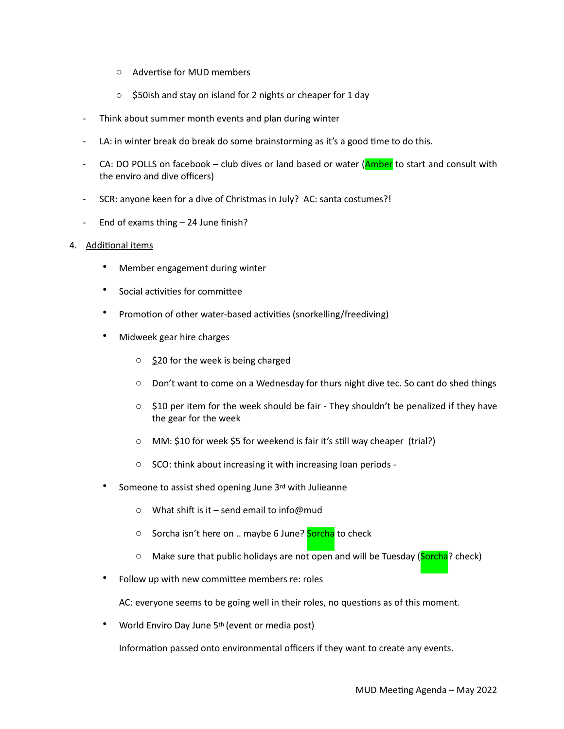- Advertise for MUD members
    - $50ish and stay on island for 2 nights or cheaper for 1 day

- Think about summer month events and plan during winter
- LA: in winter break do break do some brainstorming as it's a good time to do this.
- CA: DO POLLS on facebook – club dives or land based or water (Amber to start and consult with the enviro and dive officers)
- SCR: anyone keen for a dive of Christmas in July? AC: santa costumes?!
- End of exams thing – 24 June finish?

4. Additional items

    - Member engagement during winter
    - Social activities for committee
    - Promotion of other water-based activities (snorkelling/freediving)
    - Midweek gear hire charges
        - $20 for the week is being charged
        - Don't want to come on a Wednesday for thurs night dive tec. So cant do shed things
        - $10 per item for the week should be fair - They shouldn't be penalized if they have the gear for the week
        - MM: $10 for week $5 for weekend is fair it's still way cheaper (trial?)
        - SCO: think about increasing it with increasing loan periods -
    - Someone to assist shed opening June 3rd with Julieanne
        - What shift is it – send email to info@mud
        - Sorcha isn't here on .. maybe 6 June? Sorcha to check
        - Make sure that public holidays are not open and will be Tuesday (Sorcha? check)
    - Follow up with new committee members re: roles

      AC: everyone seems to be going well in their roles, no questions as of this moment.

    - World Enviro Day June 5th (event or media post)

      Information passed onto environmental officers if they want to create any events.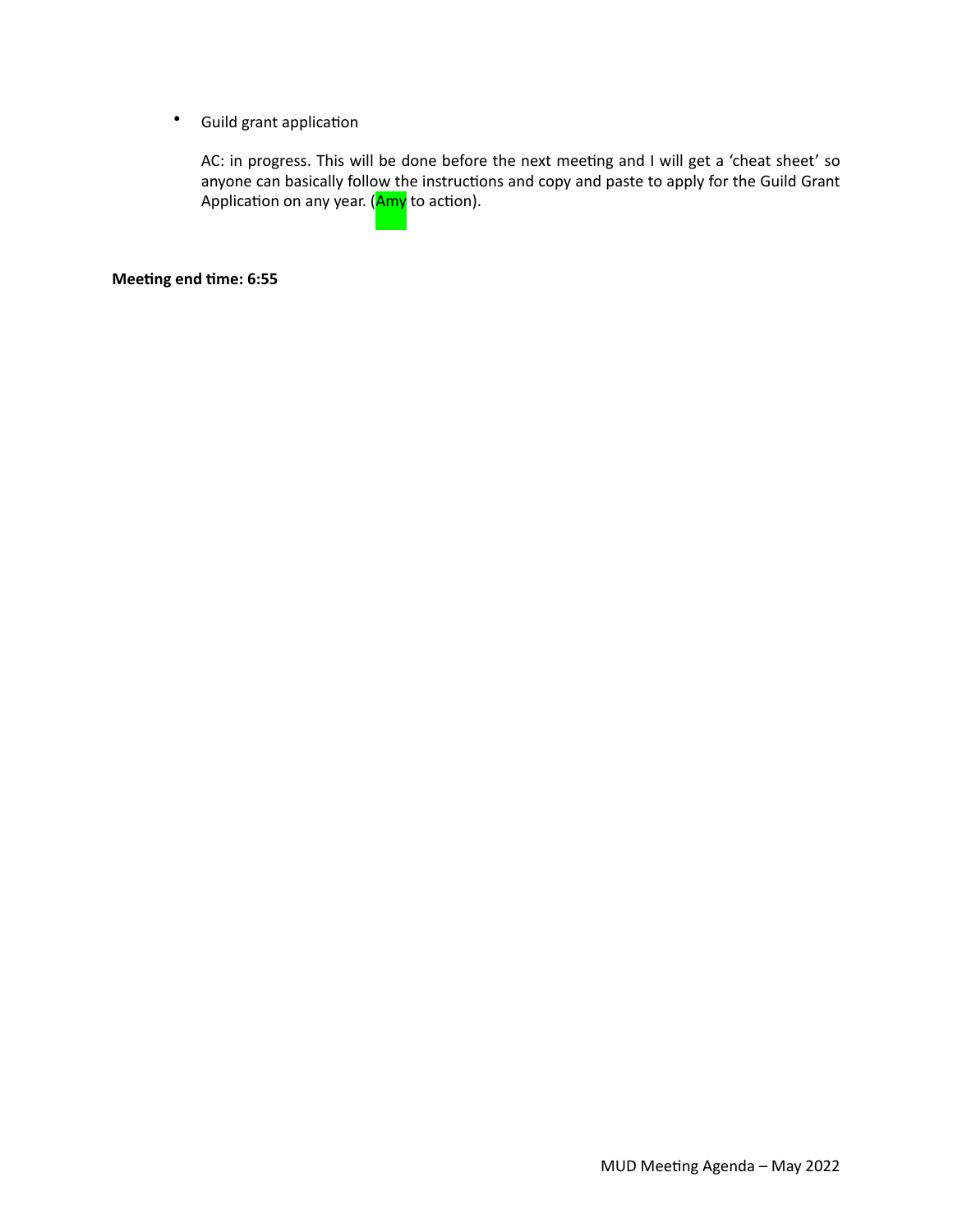- Guild grant application

  AC: in progress. This will be done before the next meeting and I will get a 'cheat sheet' so anyone can basically follow the instructions and copy and paste to apply for the Guild Grant Application on any year. (Amy to action).

**Meeting end time: 6:55**